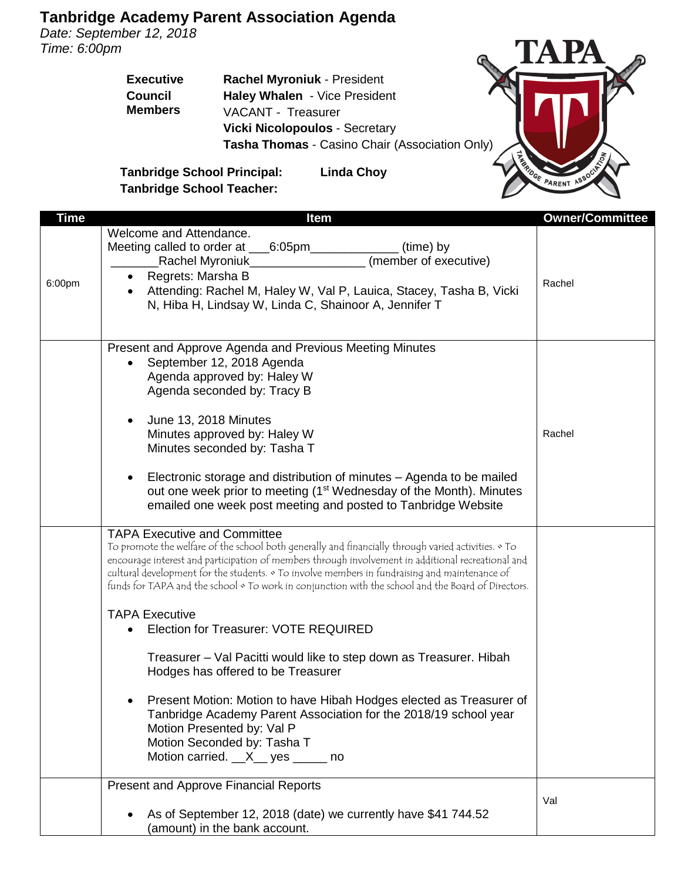# Tanbridge Academy Parent Association Agenda

*Date: September 12, 2018*
*Time: 6:00pm*

| | |
|---|---|
| **Executive Council Members** | **Rachel Myroniuk** - President |
| | **Haley Whalen** - Vice President |
| | VACANT - Treasurer |
| | **Vicki Nicolopoulos** - Secretary |
| | **Tasha Thomas** - Casino Chair (Association Only) |

**Tanbridge School Principal:** **Linda Choy**
**Tanbridge School Teacher:**

| Time | Item | Owner/Committee |
|---|---|---|
| 6:00pm | Welcome and Attendance.<br>Meeting called to order at ___6:05pm____________ (time) by _______Rachel Myroniuk________________ (member of executive)<br>• Regrets: Marsha B<br>• Attending: Rachel M, Haley W, Val P, Lauica, Stacey, Tasha B, Vicki N, Hiba H, Lindsay W, Linda C, Shainoor A, Jennifer T | Rachel |
| | Present and Approve Agenda and Previous Meeting Minutes<br>• September 12, 2018 Agenda<br>Agenda approved by: Haley W<br>Agenda seconded by: Tracy B<br><br>• June 13, 2018 Minutes<br>Minutes approved by: Haley W<br>Minutes seconded by: Tasha T<br><br>• Electronic storage and distribution of minutes – Agenda to be mailed out one week prior to meeting (1st Wednesday of the Month). Minutes emailed one week post meeting and posted to Tanbridge Website | Rachel |
| | TAPA Executive and Committee<br>To promote the welfare of the school both generally and financially through varied activities. ⋄ To encourage interest and participation of members through involvement in additional recreational and cultural development for the students. ⋄ To involve members in fundraising and maintenance of funds for TAPA and the school ⋄ To work in conjunction with the school and the Board of Directors.<br><br>TAPA Executive<br>• Election for Treasurer: VOTE REQUIRED<br><br>Treasurer – Val Pacitti would like to step down as Treasurer. Hibah Hodges has offered to be Treasurer<br><br>• Present Motion: Motion to have Hibah Hodges elected as Treasurer of Tanbridge Academy Parent Association for the 2018/19 school year<br>Motion Presented by: Val P<br>Motion Seconded by: Tasha T<br>Motion carried. __X__ yes _____ no | |
| | Present and Approve Financial Reports<br><br>• As of September 12, 2018 (date) we currently have $41 744.52 (amount) in the bank account. | Val |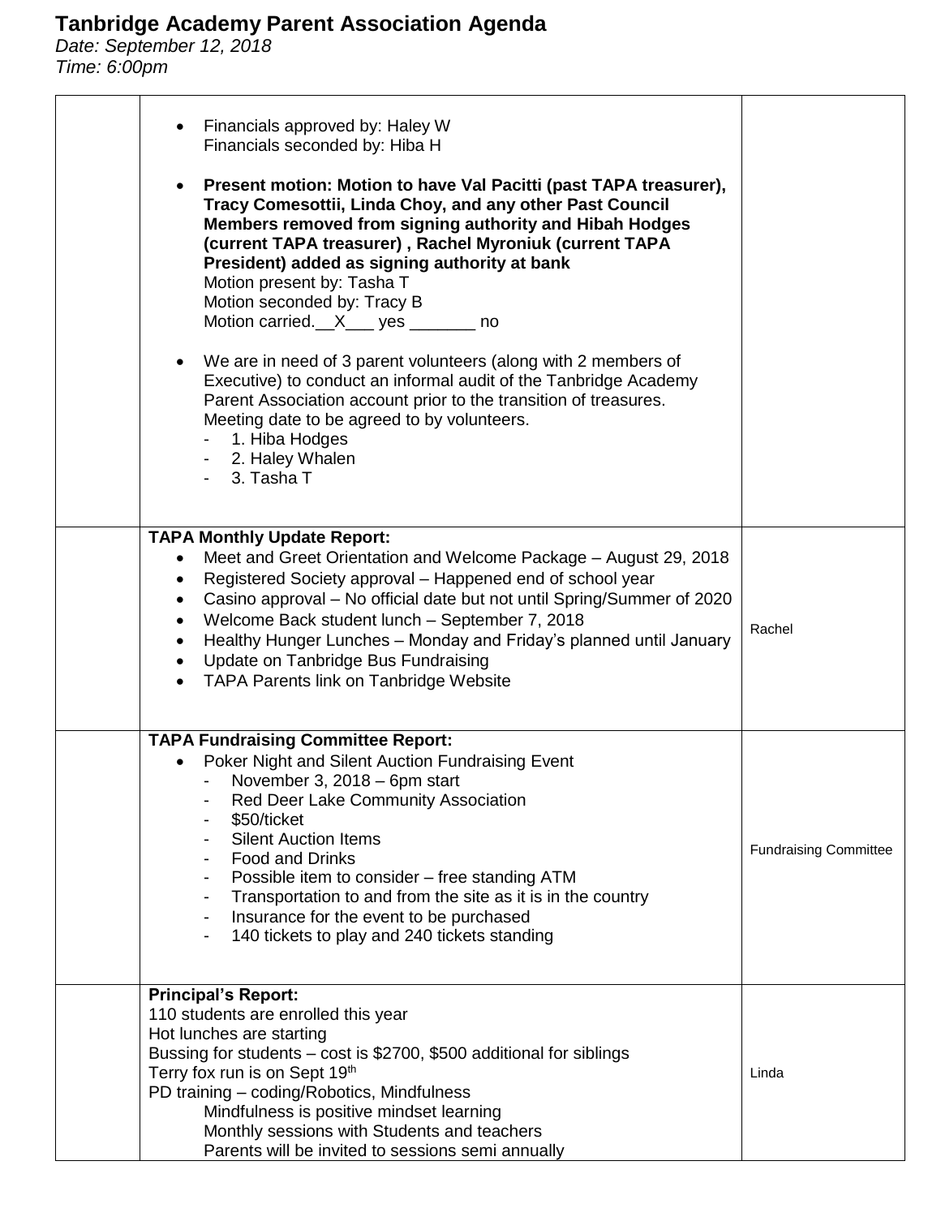# Tanbridge Academy Parent Association Agenda

*Date: September 12, 2018*
*Time: 6:00pm*

| | | |
|---|---|---|
| | • Financials approved by: Haley W<br>Financials seconded by: Hiba H<br><br>• **Present motion: Motion to have Val Pacitti (past TAPA treasurer), Tracy Comesottii, Linda Choy, and any other Past Council Members removed from signing authority and Hibah Hodges (current TAPA treasurer) , Rachel Myroniuk (current TAPA President) added as signing authority at bank**<br>Motion present by: Tasha T<br>Motion seconded by: Tracy B<br>Motion carried.\_\_X\_\_\_ yes \_\_\_\_\_\_\_ no<br><br>• We are in need of 3 parent volunteers (along with 2 members of Executive) to conduct an informal audit of the Tanbridge Academy Parent Association account prior to the transition of treasures. Meeting date to be agreed to by volunteers.<br>- 1. Hiba Hodges<br>- 2. Haley Whalen<br>- 3. Tasha T | |
| | **TAPA Monthly Update Report:**<br>• Meet and Greet Orientation and Welcome Package – August 29, 2018<br>• Registered Society approval – Happened end of school year<br>• Casino approval – No official date but not until Spring/Summer of 2020<br>• Welcome Back student lunch – September 7, 2018<br>• Healthy Hunger Lunches – Monday and Friday's planned until January<br>• Update on Tanbridge Bus Fundraising<br>• TAPA Parents link on Tanbridge Website | Rachel |
| | **TAPA Fundraising Committee Report:**<br>• Poker Night and Silent Auction Fundraising Event<br>- November 3, 2018 – 6pm start<br>- Red Deer Lake Community Association<br>- \$50/ticket<br>- Silent Auction Items<br>- Food and Drinks<br>- Possible item to consider – free standing ATM<br>- Transportation to and from the site as it is in the country<br>- Insurance for the event to be purchased<br>- 140 tickets to play and 240 tickets standing | Fundraising Committee |
| | **Principal's Report:**<br>110 students are enrolled this year<br>Hot lunches are starting<br>Bussing for students – cost is \$2700, \$500 additional for siblings<br>Terry fox run is on Sept 19th<br>PD training – coding/Robotics, Mindfulness<br>Mindfulness is positive mindset learning<br>Monthly sessions with Students and teachers<br>Parents will be invited to sessions semi annually | Linda |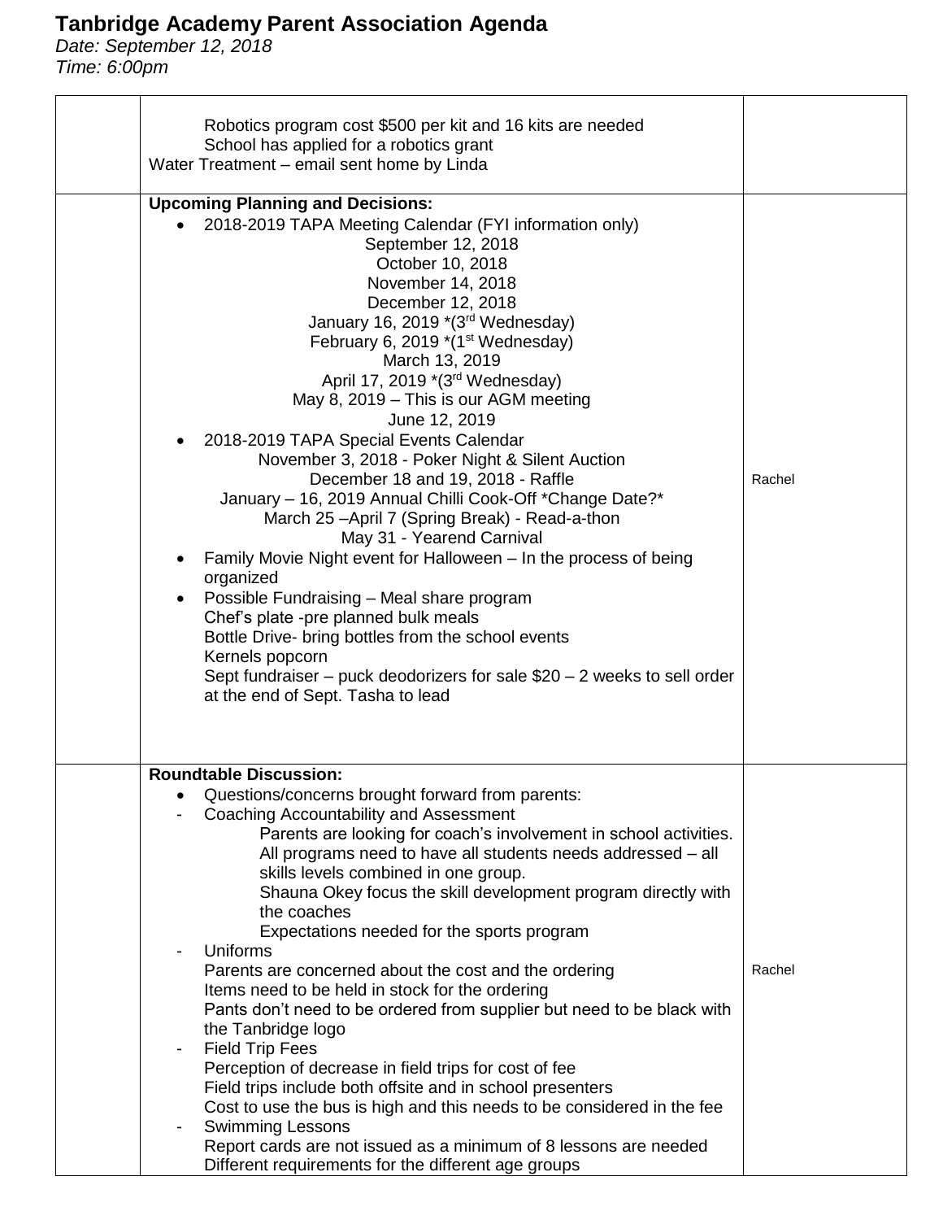## Tanbridge Academy Parent Association Agenda

*Date: September 12, 2018*
*Time: 6:00pm*

| | | |
|---|---|---|
| | Robotics program cost $500 per kit and 16 kits are needed<br>School has applied for a robotics grant<br>Water Treatment – email sent home by Linda | |
| | **Upcoming Planning and Decisions:**<br>• 2018-2019 TAPA Meeting Calendar (FYI information only)<br>September 12, 2018<br>October 10, 2018<br>November 14, 2018<br>December 12, 2018<br>January 16, 2019 *(3rd Wednesday)<br>February 6, 2019 *(1st Wednesday)<br>March 13, 2019<br>April 17, 2019 *(3rd Wednesday)<br>May 8, 2019 – This is our AGM meeting<br>June 12, 2019<br>• 2018-2019 TAPA Special Events Calendar<br>November 3, 2018 - Poker Night & Silent Auction<br>December 18 and 19, 2018 - Raffle<br>January – 16, 2019 Annual Chilli Cook-Off *Change Date?*<br>March 25 –April 7 (Spring Break) - Read-a-thon<br>May 31 - Yearend Carnival<br>• Family Movie Night event for Halloween – In the process of being organized<br>• Possible Fundraising – Meal share program<br>Chef's plate -pre planned bulk meals<br>Bottle Drive- bring bottles from the school events<br>Kernels popcorn<br>Sept fundraiser – puck deodorizers for sale $20 – 2 weeks to sell order at the end of Sept. Tasha to lead | Rachel |
| | **Roundtable Discussion:**<br>• Questions/concerns brought forward from parents:<br>- Coaching Accountability and Assessment<br>Parents are looking for coach's involvement in school activities.<br>All programs need to have all students needs addressed – all skills levels combined in one group.<br>Shauna Okey focus the skill development program directly with the coaches<br>Expectations needed for the sports program<br>- Uniforms<br>Parents are concerned about the cost and the ordering<br>Items need to be held in stock for the ordering<br>Pants don't need to be ordered from supplier but need to be black with the Tanbridge logo<br>- Field Trip Fees<br>Perception of decrease in field trips for cost of fee<br>Field trips include both offsite and in school presenters<br>Cost to use the bus is high and this needs to be considered in the fee<br>- Swimming Lessons<br>Report cards are not issued as a minimum of 8 lessons are needed<br>Different requirements for the different age groups | Rachel |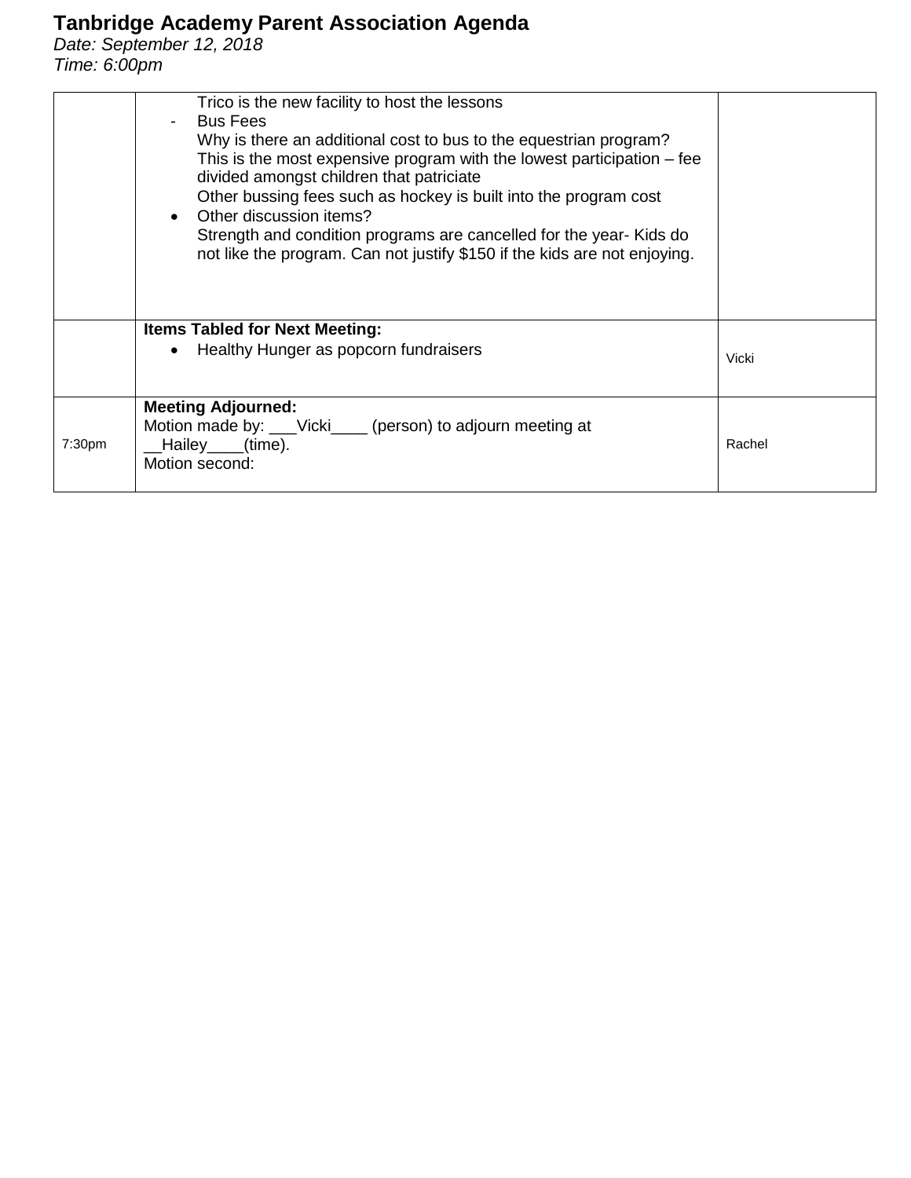# Tanbridge Academy Parent Association Agenda

*Date: September 12, 2018*
*Time: 6:00pm*

| | | |
|---|---|---|
| | Trico is the new facility to host the lessons<br>- Bus Fees<br>Why is there an additional cost to bus to the equestrian program? This is the most expensive program with the lowest participation – fee divided amongst children that patriciate<br>Other bussing fees such as hockey is built into the program cost<br>• Other discussion items?<br>Strength and condition programs are cancelled for the year- Kids do not like the program. Can not justify $150 if the kids are not enjoying. | |
| | **Items Tabled for Next Meeting:**<br>• Healthy Hunger as popcorn fundraisers | Vicki |
| 7:30pm | **Meeting Adjourned:**<br>Motion made by: ___Vicki____ (person) to adjourn meeting at __Hailey____(time).<br>Motion second: | Rachel |